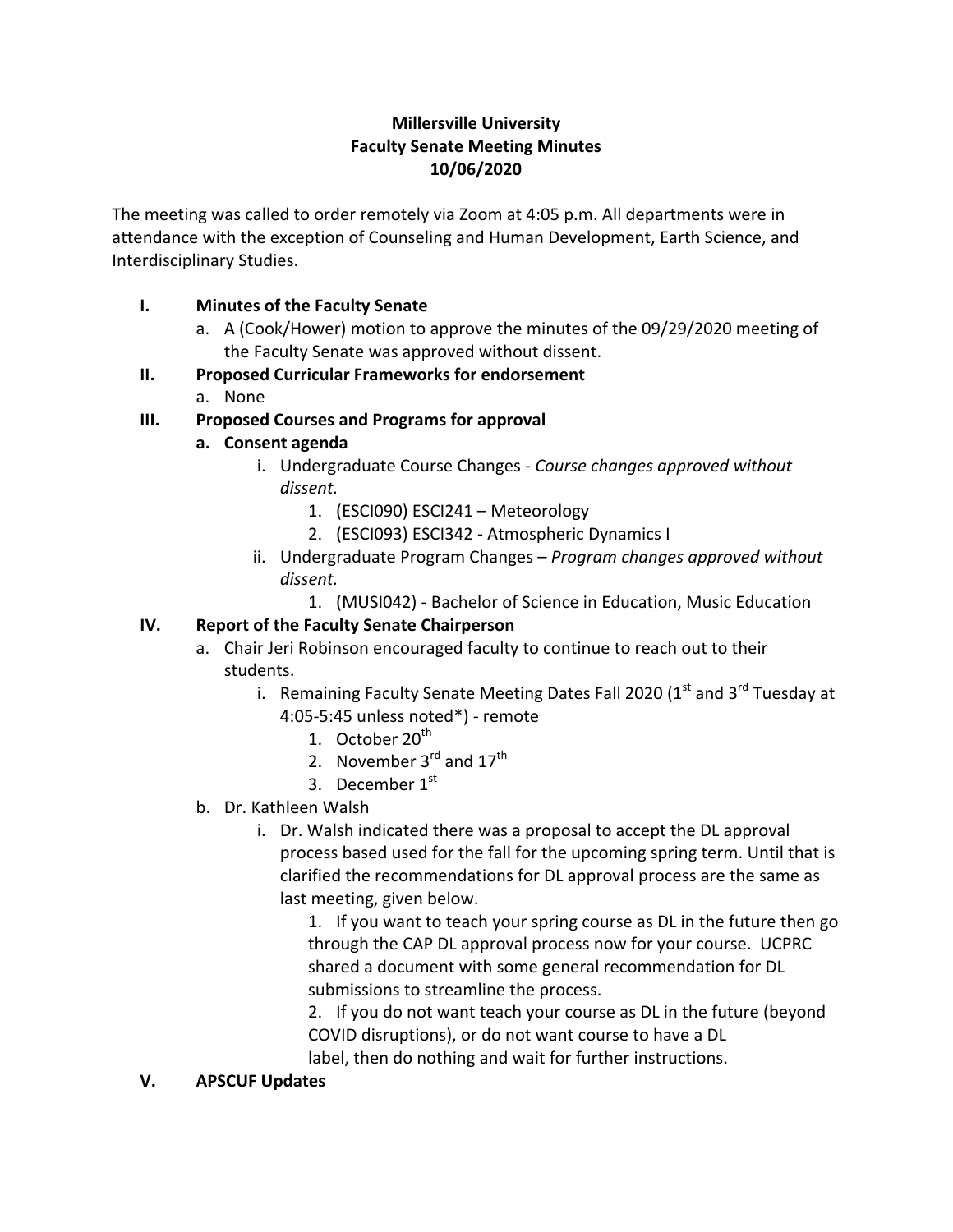**Millersville University**
**Faculty Senate Meeting Minutes**
**10/06/2020**

The meeting was called to order remotely via Zoom at 4:05 p.m. All departments were in attendance with the exception of Counseling and Human Development, Earth Science, and Interdisciplinary Studies.

**I. Minutes of the Faculty Senate**

a. A (Cook/Hower) motion to approve the minutes of the 09/29/2020 meeting of the Faculty Senate was approved without dissent.

**II. Proposed Curricular Frameworks for endorsement**

a. None

**III. Proposed Courses and Programs for approval**

**a. Consent agenda**

i. Undergraduate Course Changes - *Course changes approved without dissent.*

1. (ESCI090) ESCI241 – Meteorology
2. (ESCI093) ESCI342 - Atmospheric Dynamics I

ii. Undergraduate Program Changes – *Program changes approved without dissent.*

1. (MUSI042) - Bachelor of Science in Education, Music Education

**IV. Report of the Faculty Senate Chairperson**

a. Chair Jeri Robinson encouraged faculty to continue to reach out to their students.

i. Remaining Faculty Senate Meeting Dates Fall 2020 (1st and 3rd Tuesday at 4:05-5:45 unless noted*) - remote

1. October 20th
2. November 3rd and 17th
3. December 1st

b. Dr. Kathleen Walsh

i. Dr. Walsh indicated there was a proposal to accept the DL approval process based used for the fall for the upcoming spring term. Until that is clarified the recommendations for DL approval process are the same as last meeting, given below.

1. If you want to teach your spring course as DL in the future then go through the CAP DL approval process now for your course. UCPRC shared a document with some general recommendation for DL submissions to streamline the process.

2. If you do not want teach your course as DL in the future (beyond COVID disruptions), or do not want course to have a DL label, then do nothing and wait for further instructions.

**V. APSCUF Updates**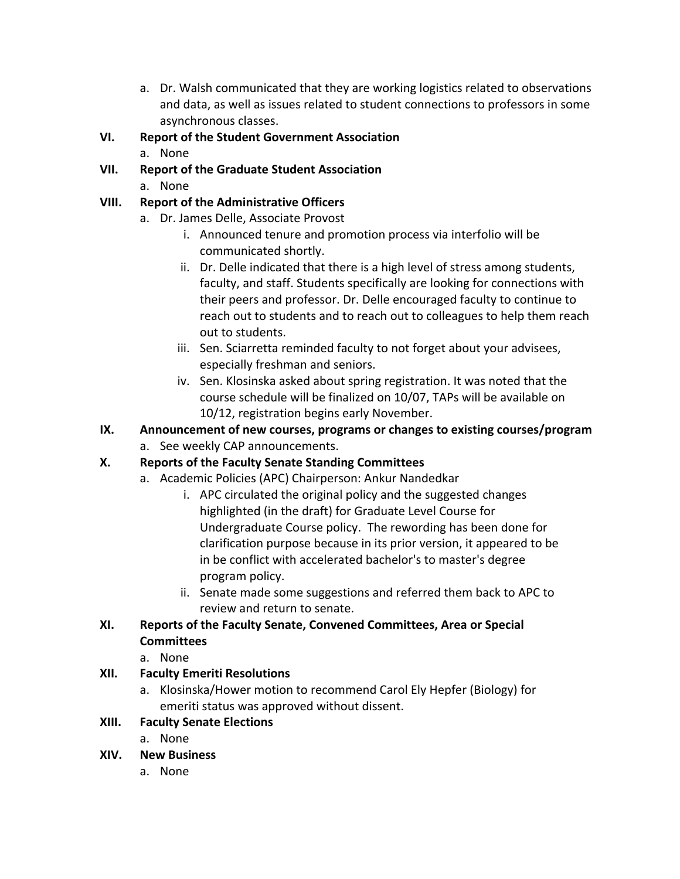a. Dr. Walsh communicated that they are working logistics related to observations and data, as well as issues related to student connections to professors in some asynchronous classes.

**VI. Report of the Student Government Association**

   a. None

**VII. Report of the Graduate Student Association**

   a. None

**VIII. Report of the Administrative Officers**

   a. Dr. James Delle, Associate Provost
      i. Announced tenure and promotion process via interfolio will be communicated shortly.
      ii. Dr. Delle indicated that there is a high level of stress among students, faculty, and staff. Students specifically are looking for connections with their peers and professor. Dr. Delle encouraged faculty to continue to reach out to students and to reach out to colleagues to help them reach out to students.
      iii. Sen. Sciarretta reminded faculty to not forget about your advisees, especially freshman and seniors.
      iv. Sen. Klosinska asked about spring registration. It was noted that the course schedule will be finalized on 10/07, TAPs will be available on 10/12, registration begins early November.

**IX. Announcement of new courses, programs or changes to existing courses/program**

   a. See weekly CAP announcements.

**X. Reports of the Faculty Senate Standing Committees**

   a. Academic Policies (APC) Chairperson: Ankur Nandedkar
      i. APC circulated the original policy and the suggested changes highlighted (in the draft) for Graduate Level Course for Undergraduate Course policy. The rewording has been done for clarification purpose because in its prior version, it appeared to be in be conflict with accelerated bachelor's to master's degree program policy.
      ii. Senate made some suggestions and referred them back to APC to review and return to senate.

**XI. Reports of the Faculty Senate, Convened Committees, Area or Special Committees**

   a. None

**XII. Faculty Emeriti Resolutions**

   a. Klosinska/Hower motion to recommend Carol Ely Hepfer (Biology) for emeriti status was approved without dissent.

**XIII. Faculty Senate Elections**

   a. None

**XIV. New Business**

   a. None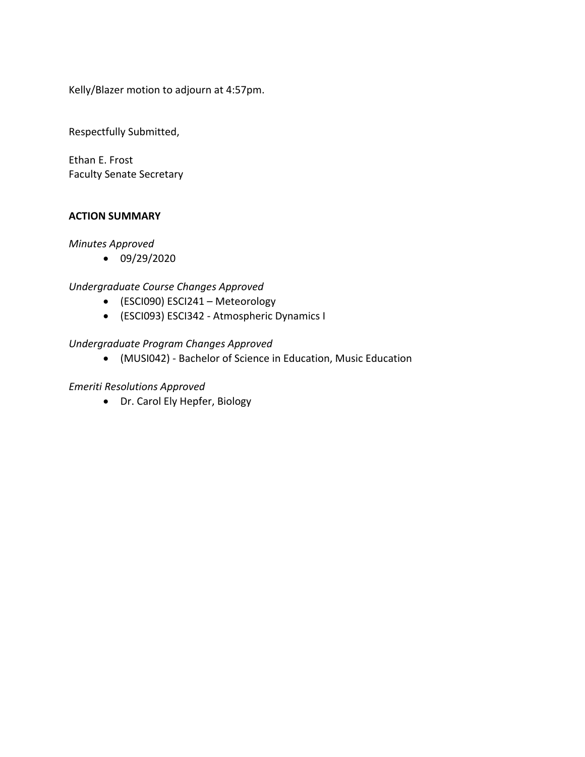Kelly/Blazer motion to adjourn at 4:57pm.

Respectfully Submitted,

Ethan E. Frost
Faculty Senate Secretary

**ACTION SUMMARY**

*Minutes Approved*

- 09/29/2020

*Undergraduate Course Changes Approved*

- (ESCI090) ESCI241 – Meteorology
- (ESCI093) ESCI342 - Atmospheric Dynamics I

*Undergraduate Program Changes Approved*

- (MUSI042) - Bachelor of Science in Education, Music Education

*Emeriti Resolutions Approved*

- Dr. Carol Ely Hepfer, Biology